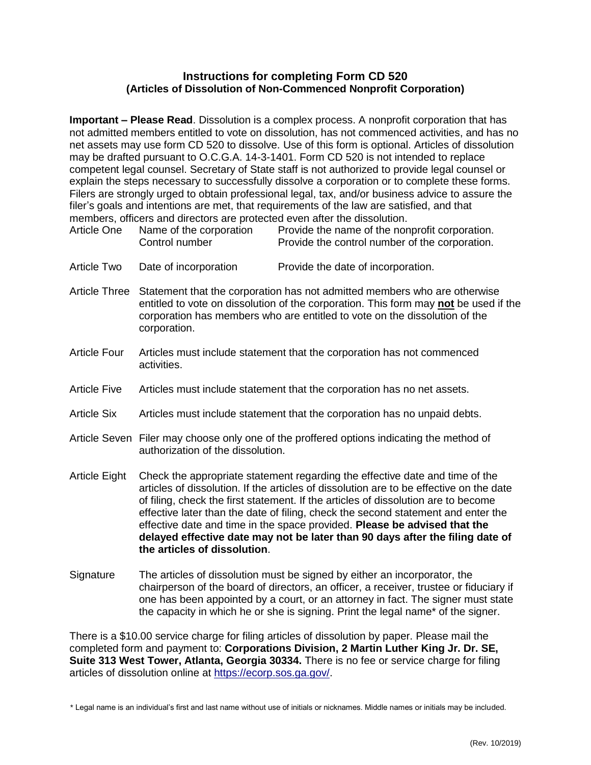## Instructions for completing Form CD 520
### (Articles of Dissolution of Non-Commenced Nonprofit Corporation)

**Important – Please Read**. Dissolution is a complex process. A nonprofit corporation that has not admitted members entitled to vote on dissolution, has not commenced activities, and has no net assets may use form CD 520 to dissolve. Use of this form is optional. Articles of dissolution may be drafted pursuant to O.C.G.A. 14-3-1401. Form CD 520 is not intended to replace competent legal counsel. Secretary of State staff is not authorized to provide legal counsel or explain the steps necessary to successfully dissolve a corporation or to complete these forms. Filers are strongly urged to obtain professional legal, tax, and/or business advice to assure the filer's goals and intentions are met, that requirements of the law are satisfied, and that members, officers and directors are protected even after the dissolution.

| | | |
|---|---|---|
| Article One | Name of the corporation | Provide the name of the nonprofit corporation. |
| | Control number | Provide the control number of the corporation. |
| Article Two | Date of incorporation | Provide the date of incorporation. |

Article Three — Statement that the corporation has not admitted members who are otherwise entitled to vote on dissolution of the corporation. This form may **not** be used if the corporation has members who are entitled to vote on the dissolution of the corporation.

Article Four — Articles must include statement that the corporation has not commenced activities.

Article Five — Articles must include statement that the corporation has no net assets.

Article Six — Articles must include statement that the corporation has no unpaid debts.

Article Seven — Filer may choose only one of the proffered options indicating the method of authorization of the dissolution.

Article Eight — Check the appropriate statement regarding the effective date and time of the articles of dissolution. If the articles of dissolution are to be effective on the date of filing, check the first statement. If the articles of dissolution are to become effective later than the date of filing, check the second statement and enter the effective date and time in the space provided. **Please be advised that the delayed effective date may not be later than 90 days after the filing date of the articles of dissolution**.

Signature — The articles of dissolution must be signed by either an incorporator, the chairperson of the board of directors, an officer, a receiver, trustee or fiduciary if one has been appointed by a court, or an attorney in fact. The signer must state the capacity in which he or she is signing. Print the legal name* of the signer.

There is a $10.00 service charge for filing articles of dissolution by paper. Please mail the completed form and payment to: **Corporations Division, 2 Martin Luther King Jr. Dr. SE, Suite 313 West Tower, Atlanta, Georgia 30334.** There is no fee or service charge for filing articles of dissolution online at https://ecorp.sos.ga.gov/.

\* Legal name is an individual's first and last name without use of initials or nicknames. Middle names or initials may be included.

(Rev. 10/2019)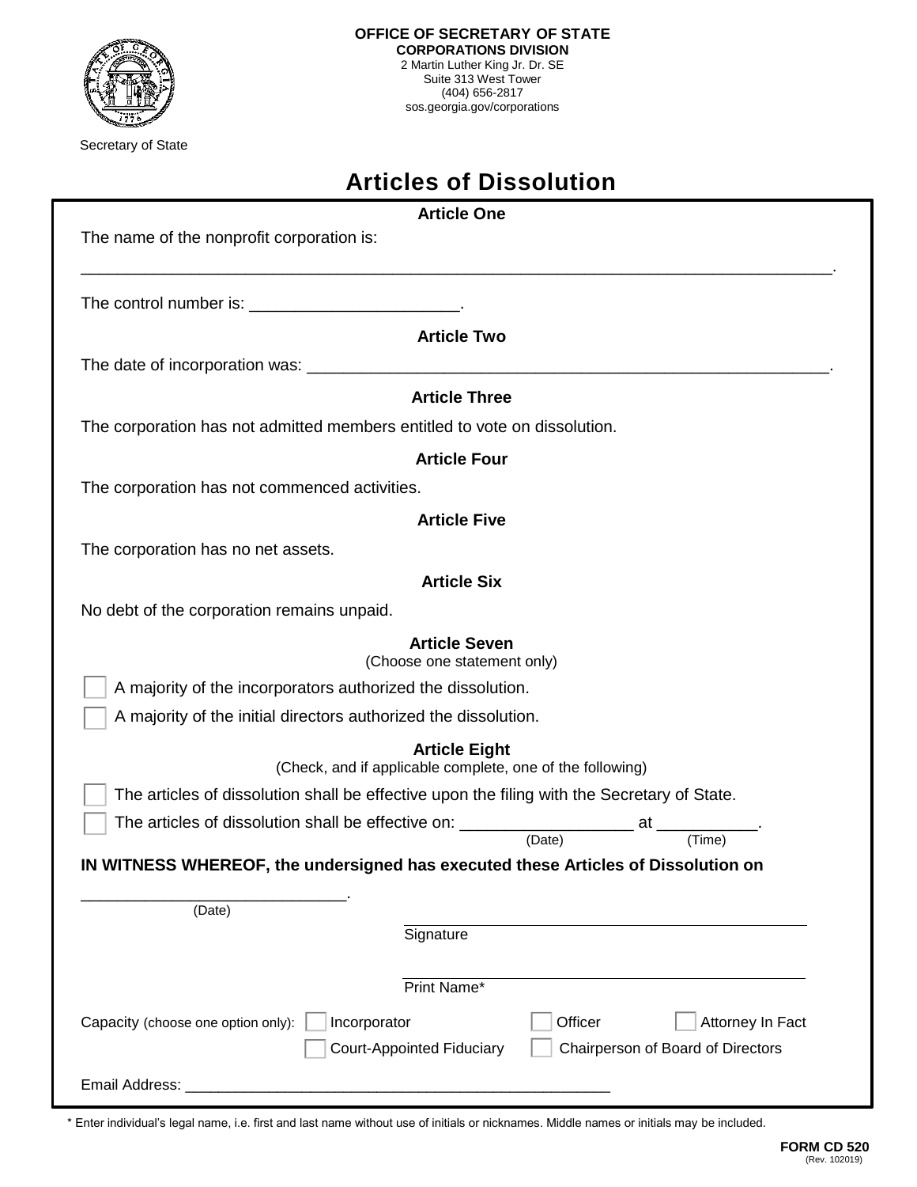**OFFICE OF SECRETARY OF STATE**
**CORPORATIONS DIVISION**
2 Martin Luther King Jr. Dr. SE
Suite 313 West Tower
(404) 656-2817
sos.georgia.gov/corporations

Secretary of State

# Articles of Dissolution

### Article One

The name of the nonprofit corporation is:

______________________________________________________________________________.

The control number is: ______________________.

### Article Two

The date of incorporation was: _______________________________________________________.

### Article Three

The corporation has not admitted members entitled to vote on dissolution.

### Article Four

The corporation has not commenced activities.

### Article Five

The corporation has no net assets.

### Article Six

No debt of the corporation remains unpaid.

### Article Seven

(Choose one statement only)

☐ A majority of the incorporators authorized the dissolution.

☐ A majority of the initial directors authorized the dissolution.

### Article Eight

(Check, and if applicable complete, one of the following)

☐ The articles of dissolution shall be effective upon the filing with the Secretary of State.

☐ The articles of dissolution shall be effective on: __________________ at ___________.
(Date) (Time)

**IN WITNESS WHEREOF, the undersigned has executed these Articles of Dissolution on**

___________________________.
(Date)

_____________________________________________
Signature

_____________________________________________
Print Name*

Capacity (choose one option only): ☐ Incorporator ☐ Officer ☐ Attorney In Fact ☐ Court-Appointed Fiduciary ☐ Chairperson of Board of Directors

Email Address: _________________________________________________

* Enter individual's legal name, i.e. first and last name without use of initials or nicknames. Middle names or initials may be included.

**FORM CD 520**
(Rev. 102019)